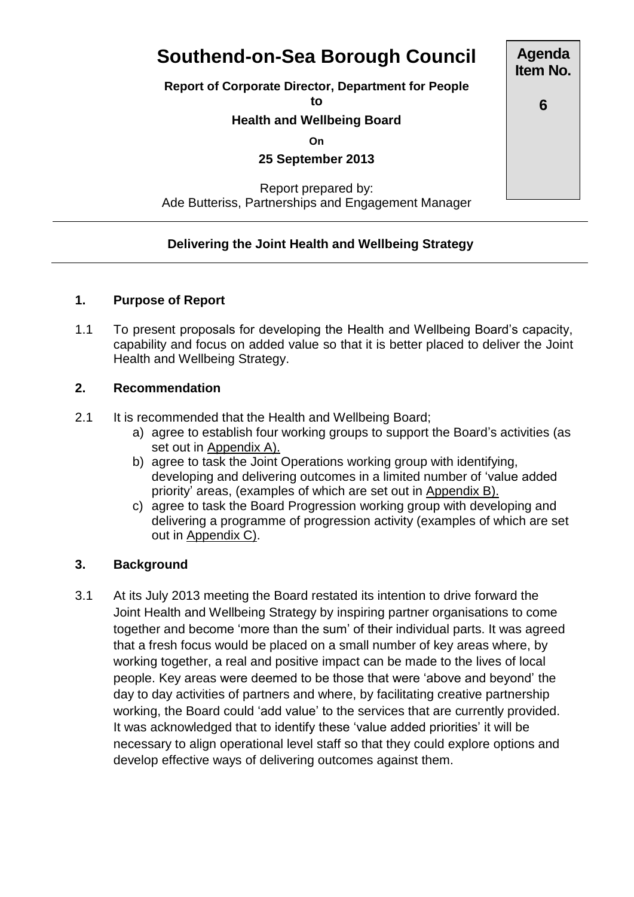# Southend-on-Sea Borough Council

**Agenda Item No. 6**

**Report of Corporate Director, Department for People**

**to**

**Health and Wellbeing Board**

**On**

**25 September 2013**

Report prepared by:
Ade Butteriss, Partnerships and Engagement Manager

---

**Delivering the Joint Health and Wellbeing Strategy**

---

## 1. Purpose of Report

1.1 To present proposals for developing the Health and Wellbeing Board's capacity, capability and focus on added value so that it is better placed to deliver the Joint Health and Wellbeing Strategy.

## 2. Recommendation

2.1 It is recommended that the Health and Wellbeing Board;

a) agree to establish four working groups to support the Board's activities (as set out in Appendix A).

b) agree to task the Joint Operations working group with identifying, developing and delivering outcomes in a limited number of 'value added priority' areas, (examples of which are set out in Appendix B).

c) agree to task the Board Progression working group with developing and delivering a programme of progression activity (examples of which are set out in Appendix C).

## 3. Background

3.1 At its July 2013 meeting the Board restated its intention to drive forward the Joint Health and Wellbeing Strategy by inspiring partner organisations to come together and become 'more than the sum' of their individual parts. It was agreed that a fresh focus would be placed on a small number of key areas where, by working together, a real and positive impact can be made to the lives of local people. Key areas were deemed to be those that were 'above and beyond' the day to day activities of partners and where, by facilitating creative partnership working, the Board could 'add value' to the services that are currently provided. It was acknowledged that to identify these 'value added priorities' it will be necessary to align operational level staff so that they could explore options and develop effective ways of delivering outcomes against them.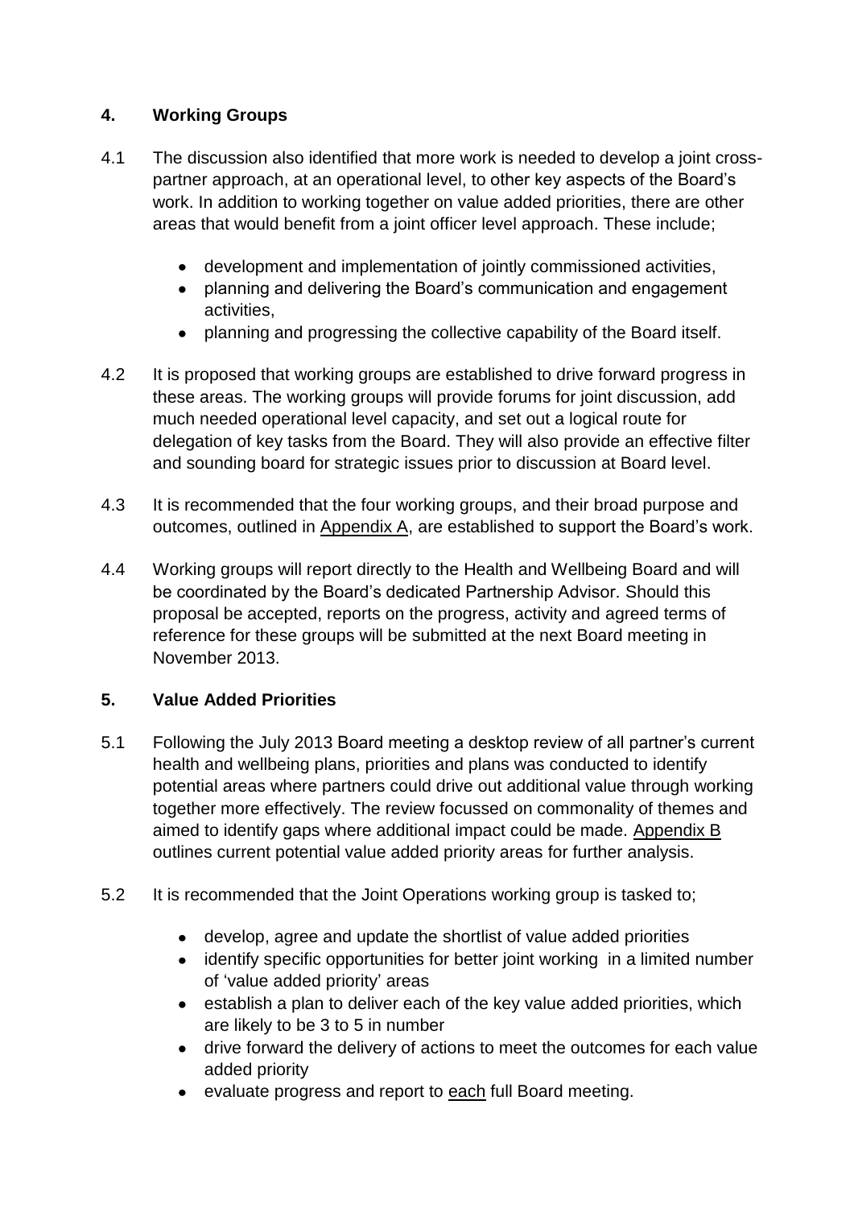## 4. Working Groups

4.1 The discussion also identified that more work is needed to develop a joint cross-partner approach, at an operational level, to other key aspects of the Board's work. In addition to working together on value added priorities, there are other areas that would benefit from a joint officer level approach. These include;

- development and implementation of jointly commissioned activities,
- planning and delivering the Board's communication and engagement activities,
- planning and progressing the collective capability of the Board itself.

4.2 It is proposed that working groups are established to drive forward progress in these areas. The working groups will provide forums for joint discussion, add much needed operational level capacity, and set out a logical route for delegation of key tasks from the Board. They will also provide an effective filter and sounding board for strategic issues prior to discussion at Board level.

4.3 It is recommended that the four working groups, and their broad purpose and outcomes, outlined in Appendix A, are established to support the Board's work.

4.4 Working groups will report directly to the Health and Wellbeing Board and will be coordinated by the Board's dedicated Partnership Advisor. Should this proposal be accepted, reports on the progress, activity and agreed terms of reference for these groups will be submitted at the next Board meeting in November 2013.

## 5. Value Added Priorities

5.1 Following the July 2013 Board meeting a desktop review of all partner's current health and wellbeing plans, priorities and plans was conducted to identify potential areas where partners could drive out additional value through working together more effectively. The review focussed on commonality of themes and aimed to identify gaps where additional impact could be made. Appendix B outlines current potential value added priority areas for further analysis.

5.2 It is recommended that the Joint Operations working group is tasked to;

- develop, agree and update the shortlist of value added priorities
- identify specific opportunities for better joint working in a limited number of 'value added priority' areas
- establish a plan to deliver each of the key value added priorities, which are likely to be 3 to 5 in number
- drive forward the delivery of actions to meet the outcomes for each value added priority
- evaluate progress and report to each full Board meeting.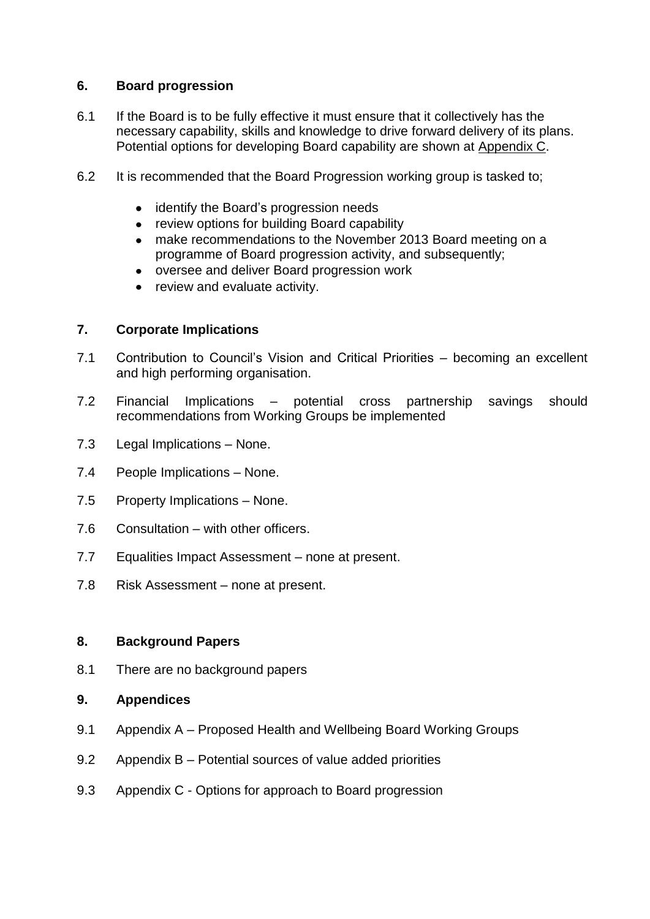## 6. Board progression

6.1 If the Board is to be fully effective it must ensure that it collectively has the necessary capability, skills and knowledge to drive forward delivery of its plans. Potential options for developing Board capability are shown at Appendix C.

6.2 It is recommended that the Board Progression working group is tasked to;

- identify the Board's progression needs
- review options for building Board capability
- make recommendations to the November 2013 Board meeting on a programme of Board progression activity, and subsequently;
- oversee and deliver Board progression work
- review and evaluate activity.

## 7. Corporate Implications

7.1 Contribution to Council's Vision and Critical Priorities – becoming an excellent and high performing organisation.

7.2 Financial Implications – potential cross partnership savings should recommendations from Working Groups be implemented

7.3 Legal Implications – None.

7.4 People Implications – None.

7.5 Property Implications – None.

7.6 Consultation – with other officers.

7.7 Equalities Impact Assessment – none at present.

7.8 Risk Assessment – none at present.

## 8. Background Papers

8.1 There are no background papers

## 9. Appendices

9.1 Appendix A – Proposed Health and Wellbeing Board Working Groups

9.2 Appendix B – Potential sources of value added priorities

9.3 Appendix C - Options for approach to Board progression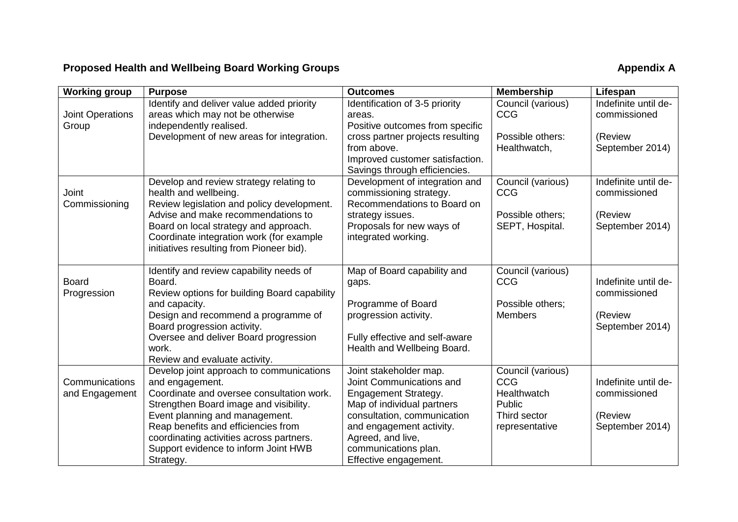**Proposed Health and Wellbeing Board Working Groups** **Appendix A**

| Working group | Purpose | Outcomes | Membership | Lifespan |
|---|---|---|---|---|
| Joint Operations Group | Identify and deliver value added priority areas which may not be otherwise independently realised.<br>Development of new areas for integration. | Identification of 3-5 priority areas.<br>Positive outcomes from specific cross partner projects resulting from above.<br>Improved customer satisfaction.<br>Savings through efficiencies. | Council (various)<br>CCG<br><br>Possible others:<br>Healthwatch, | Indefinite until de-commissioned<br><br>(Review September 2014) |
| Joint Commissioning | Develop and review strategy relating to health and wellbeing.<br>Review legislation and policy development.<br>Advise and make recommendations to Board on local strategy and approach.<br>Coordinate integration work (for example initiatives resulting from Pioneer bid). | Development of integration and commissioning strategy.<br>Recommendations to Board on strategy issues.<br>Proposals for new ways of integrated working. | Council (various)<br>CCG<br><br>Possible others;<br>SEPT, Hospital. | Indefinite until de-commissioned<br><br>(Review September 2014) |
| Board Progression | Identify and review capability needs of Board.<br>Review options for building Board capability and capacity.<br>Design and recommend a programme of Board progression activity.<br>Oversee and deliver Board progression work.<br>Review and evaluate activity. | Map of Board capability and gaps.<br><br>Programme of Board progression activity.<br><br>Fully effective and self-aware Health and Wellbeing Board. | Council (various)<br>CCG<br><br>Possible others;<br>Members | Indefinite until de-commissioned<br><br>(Review September 2014) |
| Communications and Engagement | Develop joint approach to communications and engagement.<br>Coordinate and oversee consultation work.<br>Strengthen Board image and visibility.<br>Event planning and management.<br>Reap benefits and efficiencies from coordinating activities across partners.<br>Support evidence to inform Joint HWB Strategy. | Joint stakeholder map.<br>Joint Communications and Engagement Strategy.<br>Map of individual partners consultation, communication and engagement activity.<br>Agreed, and live, communications plan.<br>Effective engagement. | Council (various)<br>CCG<br>Healthwatch<br>Public<br>Third sector representative | Indefinite until de-commissioned<br><br>(Review September 2014) |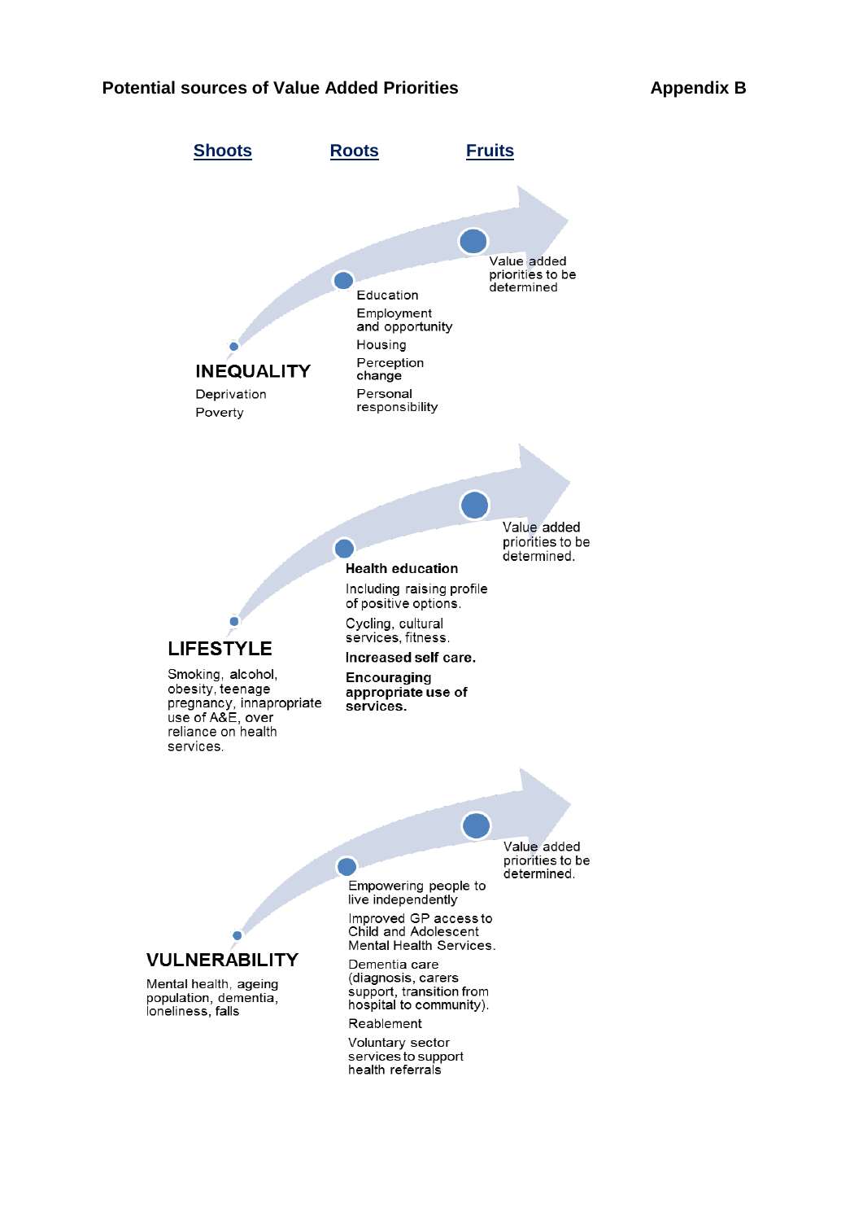**Potential sources of Value Added Priorities** **Appendix B**

**Shoots** **Roots** **Fruits**

**INEQUALITY**

Deprivation
Poverty

Education
Employment and opportunity
Housing
Perception change
Personal responsibility

Value added priorities to be determined

**LIFESTYLE**

Smoking, alcohol, obesity, teenage pregnancy, innapropriate use of A&E, over reliance on health services.

**Health education**
Including raising profile of positive options.
Cycling, cultural services, fitness.
**Increased self care.**
**Encouraging appropriate use of services.**

Value added priorities to be determined.

**VULNERABILITY**

Mental health, ageing population, dementia, loneliness, falls

Empowering people to live independently
Improved GP access to Child and Adolescent Mental Health Services.
Dementia care (diagnosis, carers support, transition from hospital to community).
Reablement
Voluntary sector services to support health referrals

Value added priorities to be determined.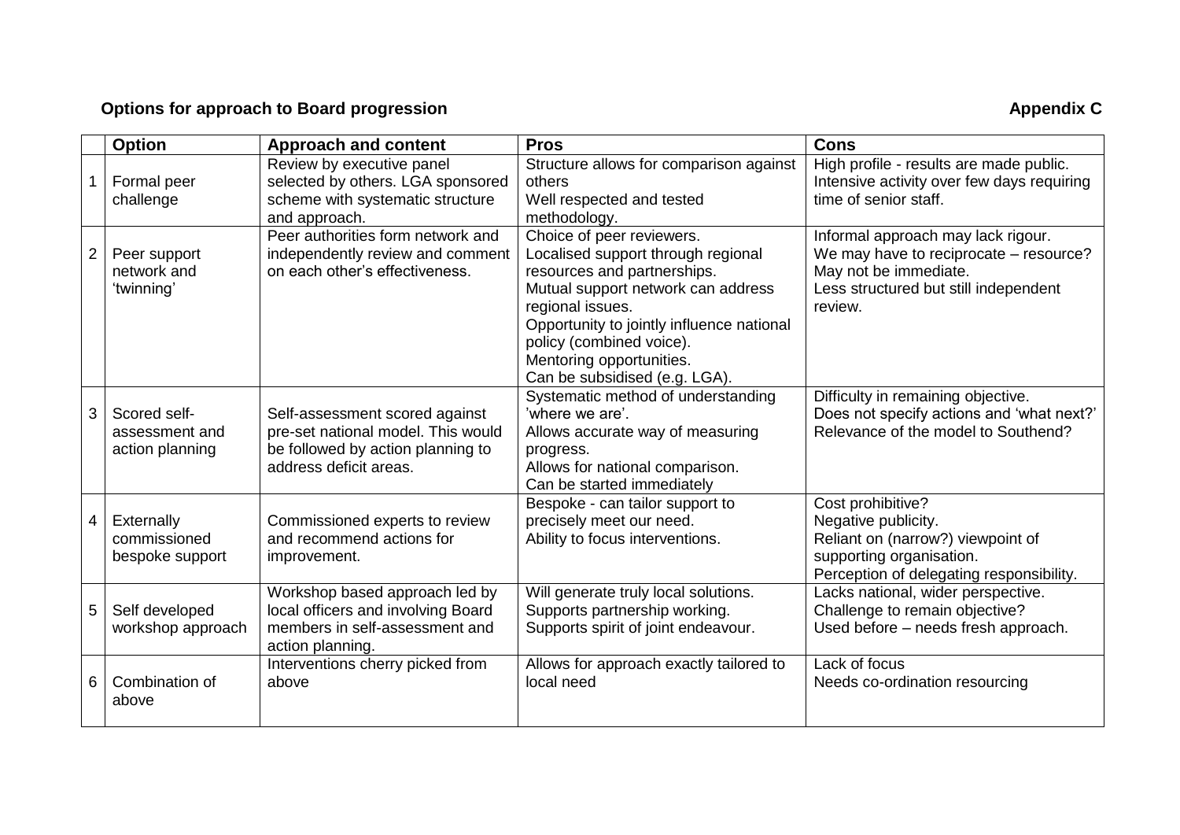**Options for approach to Board progression** **Appendix C**

| | Option | Approach and content | Pros | Cons |
|---|---|---|---|---|
| 1 | Formal peer challenge | Review by executive panel selected by others. LGA sponsored scheme with systematic structure and approach. | Structure allows for comparison against others<br>Well respected and tested methodology. | High profile - results are made public.<br>Intensive activity over few days requiring time of senior staff. |
| 2 | Peer support network and 'twinning' | Peer authorities form network and independently review and comment on each other's effectiveness. | Choice of peer reviewers.<br>Localised support through regional resources and partnerships.<br>Mutual support network can address regional issues.<br>Opportunity to jointly influence national policy (combined voice).<br>Mentoring opportunities.<br>Can be subsidised (e.g. LGA). | Informal approach may lack rigour.<br>We may have to reciprocate – resource?<br>May not be immediate.<br>Less structured but still independent review. |
| 3 | Scored self-assessment and action planning | Self-assessment scored against pre-set national model. This would be followed by action planning to address deficit areas. | Systematic method of understanding 'where we are'.<br>Allows accurate way of measuring progress.<br>Allows for national comparison.<br>Can be started immediately | Difficulty in remaining objective.<br>Does not specify actions and 'what next?'<br>Relevance of the model to Southend? |
| 4 | Externally commissioned bespoke support | Commissioned experts to review and recommend actions for improvement. | Bespoke - can tailor support to precisely meet our need.<br>Ability to focus interventions. | Cost prohibitive?<br>Negative publicity.<br>Reliant on (narrow?) viewpoint of supporting organisation.<br>Perception of delegating responsibility. |
| 5 | Self developed workshop approach | Workshop based approach led by local officers and involving Board members in self-assessment and action planning. | Will generate truly local solutions.<br>Supports partnership working.<br>Supports spirit of joint endeavour. | Lacks national, wider perspective.<br>Challenge to remain objective?<br>Used before – needs fresh approach. |
| 6 | Combination of above | Interventions cherry picked from above | Allows for approach exactly tailored to local need | Lack of focus<br>Needs co-ordination resourcing |